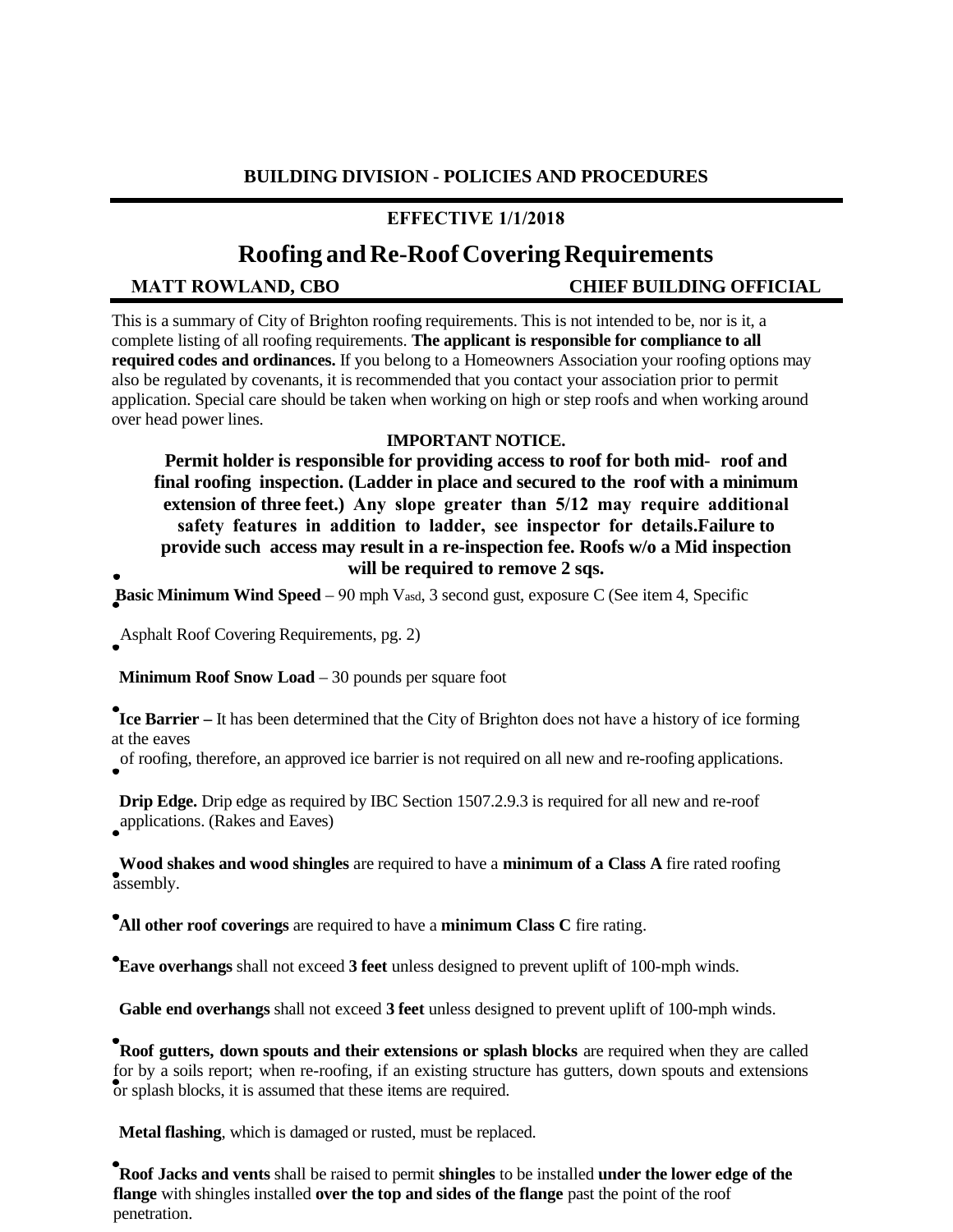**BUILDING DIVISION - POLICIES AND PROCEDURES**

**EFFECTIVE 1/1/2018**

# Roofing and Re-Roof Covering Requirements

**MATT ROWLAND, CBO** **CHIEF BUILDING OFFICIAL**

This is a summary of City of Brighton roofing requirements. This is not intended to be, nor is it, a complete listing of all roofing requirements. **The applicant is responsible for compliance to all required codes and ordinances.** If you belong to a Homeowners Association your roofing options may also be regulated by covenants, it is recommended that you contact your association prior to permit application. Special care should be taken when working on high or step roofs and when working around over head power lines.

**IMPORTANT NOTICE.**

**Permit holder is responsible for providing access to roof for both mid- roof and final roofing inspection. (Ladder in place and secured to the roof with a minimum extension of three feet.) Any slope greater than 5/12 may require additional safety features in addition to ladder, see inspector for details.Failure to provide such access may result in a re-inspection fee. Roofs w/o a Mid inspection will be required to remove 2 sqs.**

- **Basic Minimum Wind Speed** – 90 mph $V_{asd}$, 3 second gust, exposure C (See item 4, Specific Asphalt Roof Covering Requirements, pg. 2)
- **Minimum Roof Snow Load** – 30 pounds per square foot
- **Ice Barrier –** It has been determined that the City of Brighton does not have a history of ice forming at the eaves of roofing, therefore, an approved ice barrier is not required on all new and re-roofing applications.
- **Drip Edge.** Drip edge as required by IBC Section 1507.2.9.3 is required for all new and re-roof applications. (Rakes and Eaves)
- **Wood shakes and wood shingles** are required to have a **minimum of a Class A** fire rated roofing assembly.
- **All other roof coverings** are required to have a **minimum Class C** fire rating.
- **Eave overhangs** shall not exceed **3 feet** unless designed to prevent uplift of 100-mph winds.
- **Gable end overhangs** shall not exceed **3 feet** unless designed to prevent uplift of 100-mph winds.
- **Roof gutters, down spouts and their extensions or splash blocks** are required when they are called for by a soils report; when re-roofing, if an existing structure has gutters, down spouts and extensions or splash blocks, it is assumed that these items are required.
- **Metal flashing**, which is damaged or rusted, must be replaced.
- **Roof Jacks and vents** shall be raised to permit **shingles** to be installed **under the lower edge of the flange** with shingles installed **over the top and sides of the flange** past the point of the roof penetration.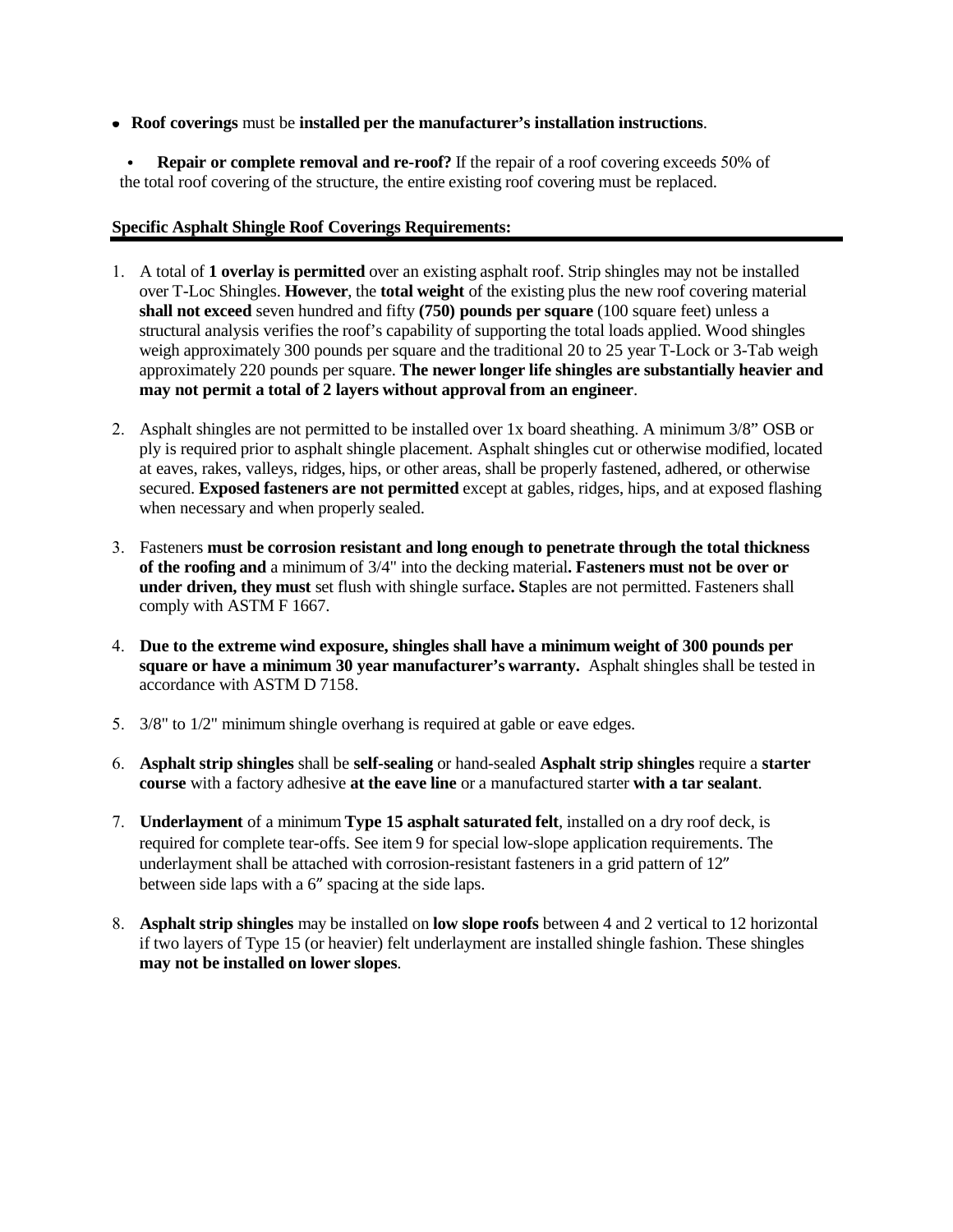- **Roof coverings** must be **installed per the manufacturer's installation instructions**.

- **Repair or complete removal and re-roof?** If the repair of a roof covering exceeds 50% of the total roof covering of the structure, the entire existing roof covering must be replaced.

**Specific Asphalt Shingle Roof Coverings Requirements:**

1. A total of **1 overlay is permitted** over an existing asphalt roof. Strip shingles may not be installed over T-Loc Shingles. **However**, the **total weight** of the existing plus the new roof covering material **shall not exceed** seven hundred and fifty **(750) pounds per square** (100 square feet) unless a structural analysis verifies the roof's capability of supporting the total loads applied. Wood shingles weigh approximately 300 pounds per square and the traditional 20 to 25 year T-Lock or 3-Tab weigh approximately 220 pounds per square. **The newer longer life shingles are substantially heavier and may not permit a total of 2 layers without approval from an engineer**.

2. Asphalt shingles are not permitted to be installed over 1x board sheathing. A minimum 3/8" OSB or ply is required prior to asphalt shingle placement. Asphalt shingles cut or otherwise modified, located at eaves, rakes, valleys, ridges, hips, or other areas, shall be properly fastened, adhered, or otherwise secured. **Exposed fasteners are not permitted** except at gables, ridges, hips, and at exposed flashing when necessary and when properly sealed.

3. Fasteners **must be corrosion resistant and long enough to penetrate through the total thickness of the roofing and** a minimum of 3/4" into the decking material**. Fasteners must not be over or under driven, they must** set flush with shingle surface**. S**taples are not permitted. Fasteners shall comply with ASTM F 1667.

4. **Due to the extreme wind exposure, shingles shall have a minimum weight of 300 pounds per square or have a minimum 30 year manufacturer's warranty.** Asphalt shingles shall be tested in accordance with ASTM D 7158.

5. 3/8" to 1/2" minimum shingle overhang is required at gable or eave edges.

6. **Asphalt strip shingles** shall be **self-sealing** or hand-sealed **Asphalt strip shingles** require a **starter course** with a factory adhesive **at the eave line** or a manufactured starter **with a tar sealant**.

7. **Underlayment** of a minimum **Type 15 asphalt saturated felt**, installed on a dry roof deck, is required for complete tear-offs. See item 9 for special low-slope application requirements. The underlayment shall be attached with corrosion-resistant fasteners in a grid pattern of 12″ between side laps with a 6″ spacing at the side laps.

8. **Asphalt strip shingles** may be installed on **low slope roofs** between 4 and 2 vertical to 12 horizontal if two layers of Type 15 (or heavier) felt underlayment are installed shingle fashion. These shingles **may not be installed on lower slopes**.